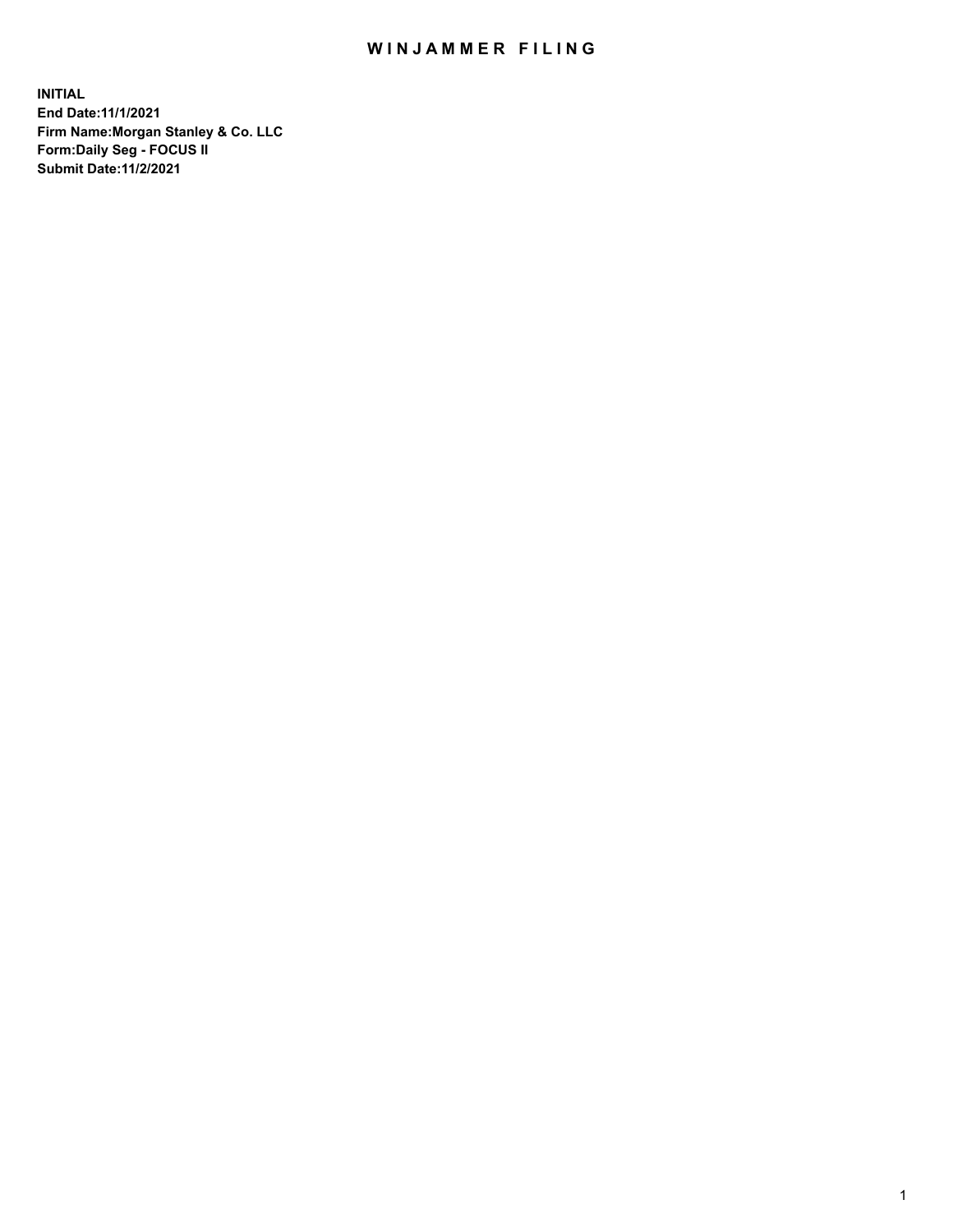# WINJAMMER FILING

**INITIAL**
**End Date:11/1/2021**
**Firm Name:Morgan Stanley & Co. LLC**
**Form:Daily Seg - FOCUS II**
**Submit Date:11/2/2021**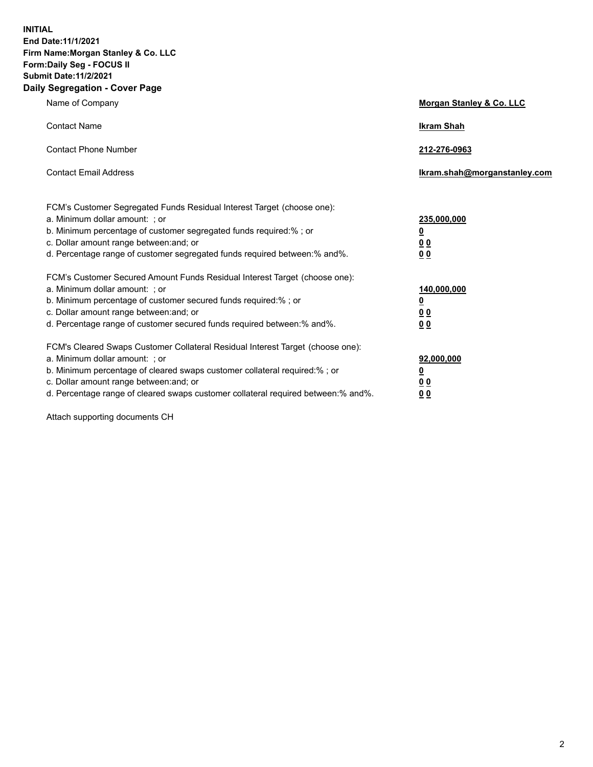**INITIAL**
**End Date:11/1/2021**
**Firm Name:Morgan Stanley & Co. LLC**
**Form:Daily Seg - FOCUS II**
**Submit Date:11/2/2021**

## Daily Segregation - Cover Page

| | |
|---|---|
| Name of Company | **Morgan Stanley & Co. LLC** |
| Contact Name | **Ikram Shah** |
| Contact Phone Number | **212-276-0963** |
| Contact Email Address | **Ikram.shah@morganstanley.com** |

FCM's Customer Segregated Funds Residual Interest Target (choose one):

| | |
|---|---|
| a. Minimum dollar amount: ; or | **235,000,000** |
| b. Minimum percentage of customer segregated funds required:% ; or | **0** |
| c. Dollar amount range between:and; or | **0 0** |
| d. Percentage range of customer segregated funds required between:% and%. | **0 0** |

FCM's Customer Secured Amount Funds Residual Interest Target (choose one):

| | |
|---|---|
| a. Minimum dollar amount: ; or | **140,000,000** |
| b. Minimum percentage of customer secured funds required:% ; or | **0** |
| c. Dollar amount range between:and; or | **0 0** |
| d. Percentage range of customer secured funds required between:% and%. | **0 0** |

FCM's Cleared Swaps Customer Collateral Residual Interest Target (choose one):

| | |
|---|---|
| a. Minimum dollar amount: ; or | **92,000,000** |
| b. Minimum percentage of cleared swaps customer collateral required:% ; or | **0** |
| c. Dollar amount range between:and; or | **0 0** |
| d. Percentage range of cleared swaps customer collateral required between:% and%. | **0 0** |

Attach supporting documents CH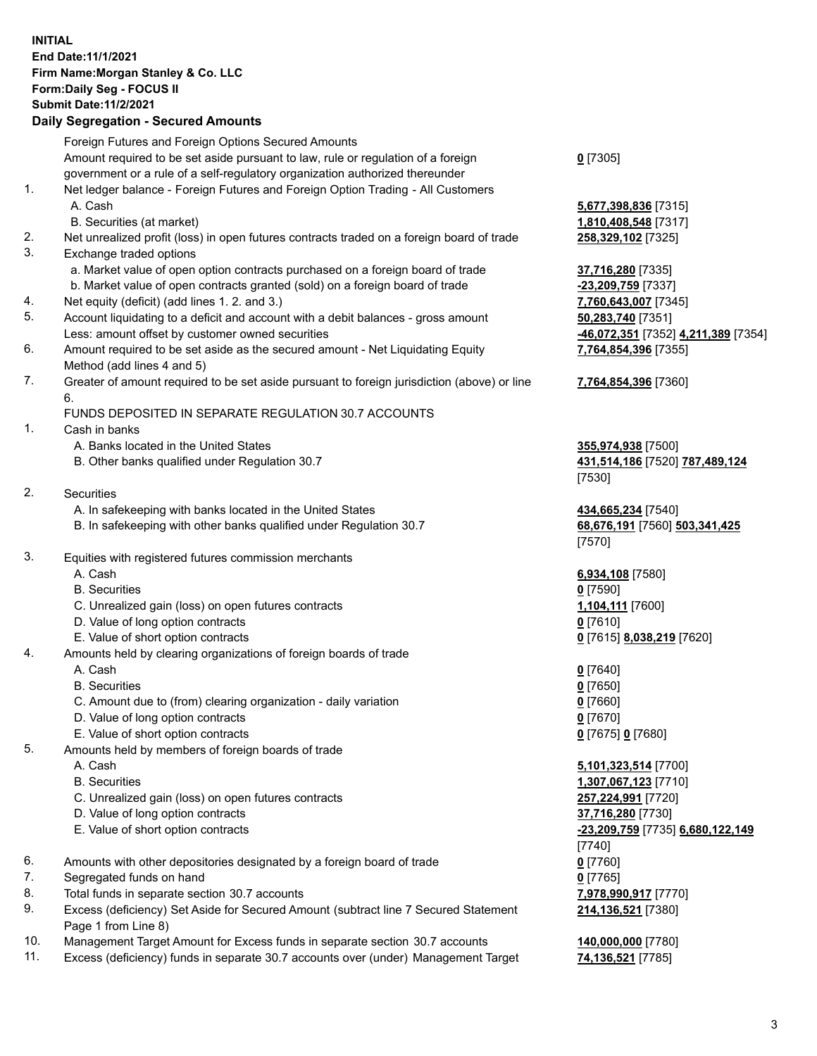**INITIAL**
**End Date:11/1/2021**
**Firm Name:Morgan Stanley & Co. LLC**
**Form:Daily Seg - FOCUS II**
**Submit Date:11/2/2021**

## Daily Segregation - Secured Amounts

| | | |
|---|---|---|
| | Foreign Futures and Foreign Options Secured Amounts | |
| | Amount required to be set aside pursuant to law, rule or regulation of a foreign government or a rule of a self-regulatory organization authorized thereunder | **0** [7305] |
| 1. | Net ledger balance - Foreign Futures and Foreign Option Trading - All Customers | |
| | A. Cash | **5,677,398,836** [7315] |
| | B. Securities (at market) | **1,810,408,548** [7317] |
| 2. | Net unrealized profit (loss) in open futures contracts traded on a foreign board of trade | **258,329,102** [7325] |
| 3. | Exchange traded options | |
| | a. Market value of open option contracts purchased on a foreign board of trade | **37,716,280** [7335] |
| | b. Market value of open contracts granted (sold) on a foreign board of trade | **-23,209,759** [7337] |
| 4. | Net equity (deficit) (add lines 1. 2. and 3.) | **7,760,643,007** [7345] |
| 5. | Account liquidating to a deficit and account with a debit balances - gross amount | **50,283,740** [7351] |
| | Less: amount offset by customer owned securities | **-46,072,351** [7352] **4,211,389** [7354] |
| 6. | Amount required to be set aside as the secured amount - Net Liquidating Equity Method (add lines 4 and 5) | **7,764,854,396** [7355] |
| 7. | Greater of amount required to be set aside pursuant to foreign jurisdiction (above) or line 6. | **7,764,854,396** [7360] |
| | FUNDS DEPOSITED IN SEPARATE REGULATION 30.7 ACCOUNTS | |
| 1. | Cash in banks | |
| | A. Banks located in the United States | **355,974,938** [7500] |
| | B. Other banks qualified under Regulation 30.7 | **431,514,186** [7520] **787,489,124** [7530] |
| 2. | Securities | |
| | A. In safekeeping with banks located in the United States | **434,665,234** [7540] |
| | B. In safekeeping with other banks qualified under Regulation 30.7 | **68,676,191** [7560] **503,341,425** [7570] |
| 3. | Equities with registered futures commission merchants | |
| | A. Cash | **6,934,108** [7580] |
| | B. Securities | **0** [7590] |
| | C. Unrealized gain (loss) on open futures contracts | **1,104,111** [7600] |
| | D. Value of long option contracts | **0** [7610] |
| | E. Value of short option contracts | **0** [7615] **8,038,219** [7620] |
| 4. | Amounts held by clearing organizations of foreign boards of trade | |
| | A. Cash | **0** [7640] |
| | B. Securities | **0** [7650] |
| | C. Amount due to (from) clearing organization - daily variation | **0** [7660] |
| | D. Value of long option contracts | **0** [7670] |
| | E. Value of short option contracts | **0** [7675] **0** [7680] |
| 5. | Amounts held by members of foreign boards of trade | |
| | A. Cash | **5,101,323,514** [7700] |
| | B. Securities | **1,307,067,123** [7710] |
| | C. Unrealized gain (loss) on open futures contracts | **257,224,991** [7720] |
| | D. Value of long option contracts | **37,716,280** [7730] |
| | E. Value of short option contracts | **-23,209,759** [7735] **6,680,122,149** [7740] |
| 6. | Amounts with other depositories designated by a foreign board of trade | **0** [7760] |
| 7. | Segregated funds on hand | **0** [7765] |
| 8. | Total funds in separate section 30.7 accounts | **7,978,990,917** [7770] |
| 9. | Excess (deficiency) Set Aside for Secured Amount (subtract line 7 Secured Statement Page 1 from Line 8) | **214,136,521** [7380] |
| 10. | Management Target Amount for Excess funds in separate section 30.7 accounts | **140,000,000** [7780] |
| 11. | Excess (deficiency) funds in separate 30.7 accounts over (under) Management Target | **74,136,521** [7785] |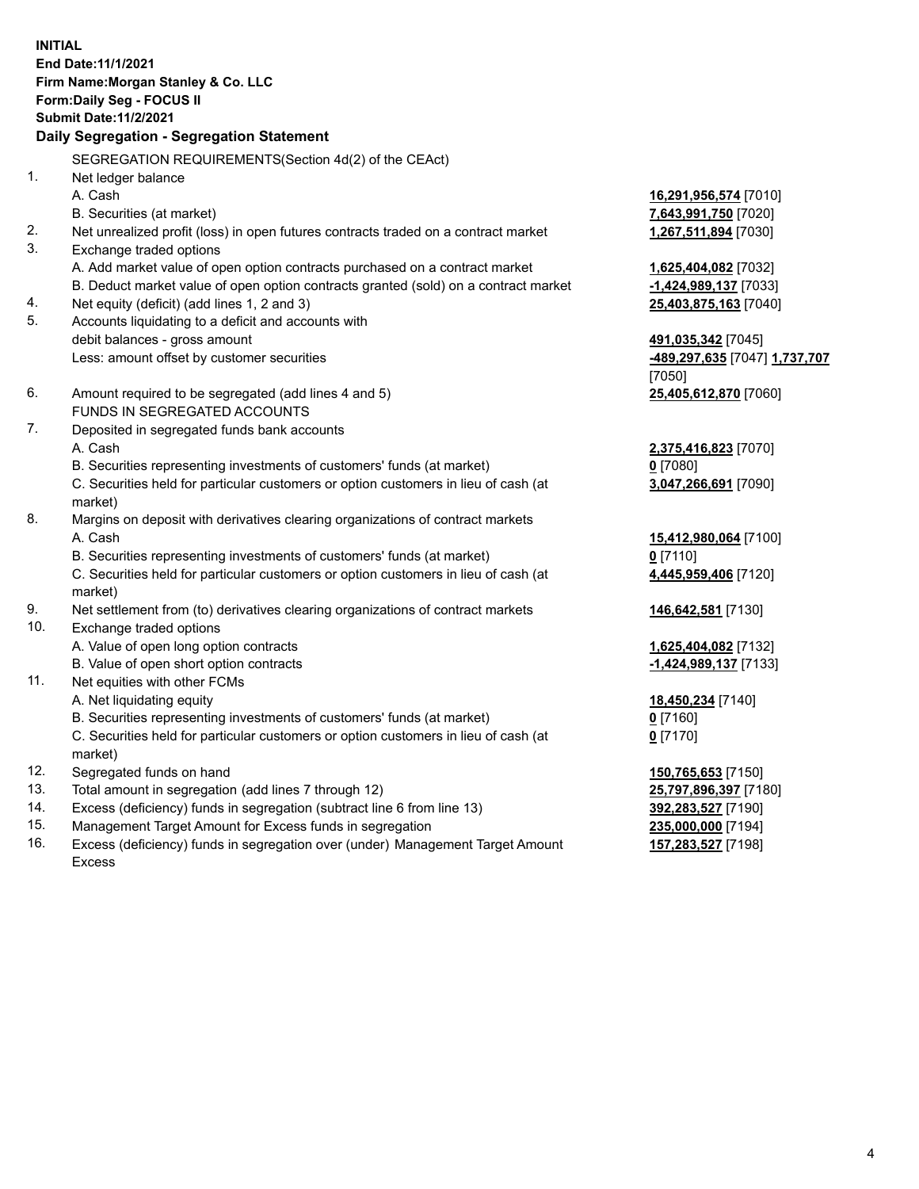**INITIAL**
**End Date:11/1/2021**
**Firm Name:Morgan Stanley & Co. LLC**
**Form:Daily Seg - FOCUS II**
**Submit Date:11/2/2021**

**Daily Segregation - Segregation Statement**

| | | |
|---|---|---|
| | SEGREGATION REQUIREMENTS(Section 4d(2) of the CEAct) | |
| 1. | Net ledger balance | |
| | A. Cash | **16,291,956,574** [7010] |
| | B. Securities (at market) | **7,643,991,750** [7020] |
| 2. | Net unrealized profit (loss) in open futures contracts traded on a contract market | **1,267,511,894** [7030] |
| 3. | Exchange traded options | |
| | A. Add market value of open option contracts purchased on a contract market | **1,625,404,082** [7032] |
| | B. Deduct market value of open option contracts granted (sold) on a contract market | **-1,424,989,137** [7033] |
| 4. | Net equity (deficit) (add lines 1, 2 and 3) | **25,403,875,163** [7040] |
| 5. | Accounts liquidating to a deficit and accounts with debit balances - gross amount | **491,035,342** [7045] |
| | Less: amount offset by customer securities | **-489,297,635** [7047] **1,737,707** [7050] |
| 6. | Amount required to be segregated (add lines 4 and 5) | **25,405,612,870** [7060] |
| | FUNDS IN SEGREGATED ACCOUNTS | |
| 7. | Deposited in segregated funds bank accounts | |
| | A. Cash | **2,375,416,823** [7070] |
| | B. Securities representing investments of customers' funds (at market) | **0** [7080] |
| | C. Securities held for particular customers or option customers in lieu of cash (at market) | **3,047,266,691** [7090] |
| 8. | Margins on deposit with derivatives clearing organizations of contract markets | |
| | A. Cash | **15,412,980,064** [7100] |
| | B. Securities representing investments of customers' funds (at market) | **0** [7110] |
| | C. Securities held for particular customers or option customers in lieu of cash (at market) | **4,445,959,406** [7120] |
| 9. | Net settlement from (to) derivatives clearing organizations of contract markets | **146,642,581** [7130] |
| 10. | Exchange traded options | |
| | A. Value of open long option contracts | **1,625,404,082** [7132] |
| | B. Value of open short option contracts | **-1,424,989,137** [7133] |
| 11. | Net equities with other FCMs | |
| | A. Net liquidating equity | **18,450,234** [7140] |
| | B. Securities representing investments of customers' funds (at market) | **0** [7160] |
| | C. Securities held for particular customers or option customers in lieu of cash (at market) | **0** [7170] |
| 12. | Segregated funds on hand | **150,765,653** [7150] |
| 13. | Total amount in segregation (add lines 7 through 12) | **25,797,896,397** [7180] |
| 14. | Excess (deficiency) funds in segregation (subtract line 6 from line 13) | **392,283,527** [7190] |
| 15. | Management Target Amount for Excess funds in segregation | **235,000,000** [7194] |
| 16. | Excess (deficiency) funds in segregation over (under) Management Target Amount Excess | **157,283,527** [7198] |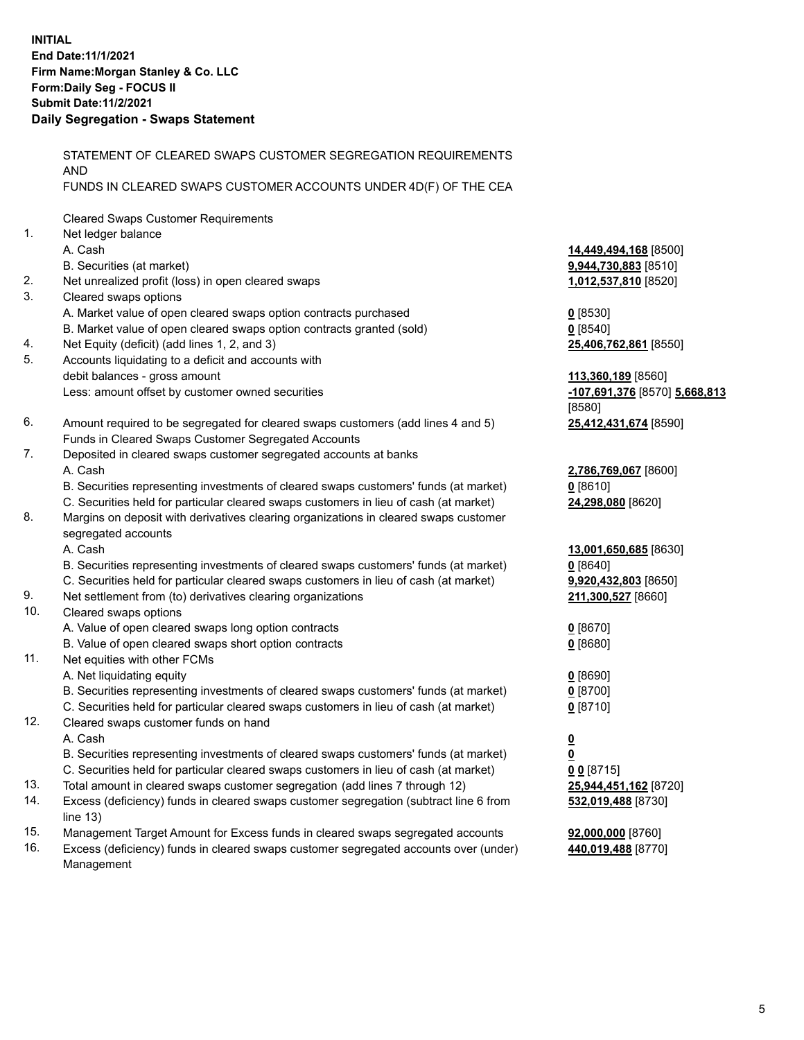**INITIAL**
**End Date:11/1/2021**
**Firm Name:Morgan Stanley & Co. LLC**
**Form:Daily Seg - FOCUS II**
**Submit Date:11/2/2021**
**Daily Segregation - Swaps Statement**

STATEMENT OF CLEARED SWAPS CUSTOMER SEGREGATION REQUIREMENTS AND
FUNDS IN CLEARED SWAPS CUSTOMER ACCOUNTS UNDER 4D(F) OF THE CEA

| | | |
|---|---|---|
| | Cleared Swaps Customer Requirements | |
| 1. | Net ledger balance | |
| | A. Cash | **14,449,494,168** [8500] |
| | B. Securities (at market) | **9,944,730,883** [8510] |
| 2. | Net unrealized profit (loss) in open cleared swaps | **1,012,537,810** [8520] |
| 3. | Cleared swaps options | |
| | A. Market value of open cleared swaps option contracts purchased | **0** [8530] |
| | B. Market value of open cleared swaps option contracts granted (sold) | **0** [8540] |
| 4. | Net Equity (deficit) (add lines 1, 2, and 3) | **25,406,762,861** [8550] |
| 5. | Accounts liquidating to a deficit and accounts with debit balances - gross amount | **113,360,189** [8560] |
| | Less: amount offset by customer owned securities | **-107,691,376** [8570] **5,668,813** [8580] |
| 6. | Amount required to be segregated for cleared swaps customers (add lines 4 and 5) | **25,412,431,674** [8590] |
| | Funds in Cleared Swaps Customer Segregated Accounts | |
| 7. | Deposited in cleared swaps customer segregated accounts at banks | |
| | A. Cash | **2,786,769,067** [8600] |
| | B. Securities representing investments of cleared swaps customers' funds (at market) | **0** [8610] |
| | C. Securities held for particular cleared swaps customers in lieu of cash (at market) | **24,298,080** [8620] |
| 8. | Margins on deposit with derivatives clearing organizations in cleared swaps customer segregated accounts | |
| | A. Cash | **13,001,650,685** [8630] |
| | B. Securities representing investments of cleared swaps customers' funds (at market) | **0** [8640] |
| | C. Securities held for particular cleared swaps customers in lieu of cash (at market) | **9,920,432,803** [8650] |
| 9. | Net settlement from (to) derivatives clearing organizations | **211,300,527** [8660] |
| 10. | Cleared swaps options | |
| | A. Value of open cleared swaps long option contracts | **0** [8670] |
| | B. Value of open cleared swaps short option contracts | **0** [8680] |
| 11. | Net equities with other FCMs | |
| | A. Net liquidating equity | **0** [8690] |
| | B. Securities representing investments of cleared swaps customers' funds (at market) | **0** [8700] |
| | C. Securities held for particular cleared swaps customers in lieu of cash (at market) | **0** [8710] |
| 12. | Cleared swaps customer funds on hand | |
| | A. Cash | **0** |
| | B. Securities representing investments of cleared swaps customers' funds (at market) | **0** |
| | C. Securities held for particular cleared swaps customers in lieu of cash (at market) | **0** **0** [8715] |
| 13. | Total amount in cleared swaps customer segregation (add lines 7 through 12) | **25,944,451,162** [8720] |
| 14. | Excess (deficiency) funds in cleared swaps customer segregation (subtract line 6 from line 13) | **532,019,488** [8730] |
| 15. | Management Target Amount for Excess funds in cleared swaps segregated accounts | **92,000,000** [8760] |
| 16. | Excess (deficiency) funds in cleared swaps customer segregated accounts over (under) Management | **440,019,488** [8770] |